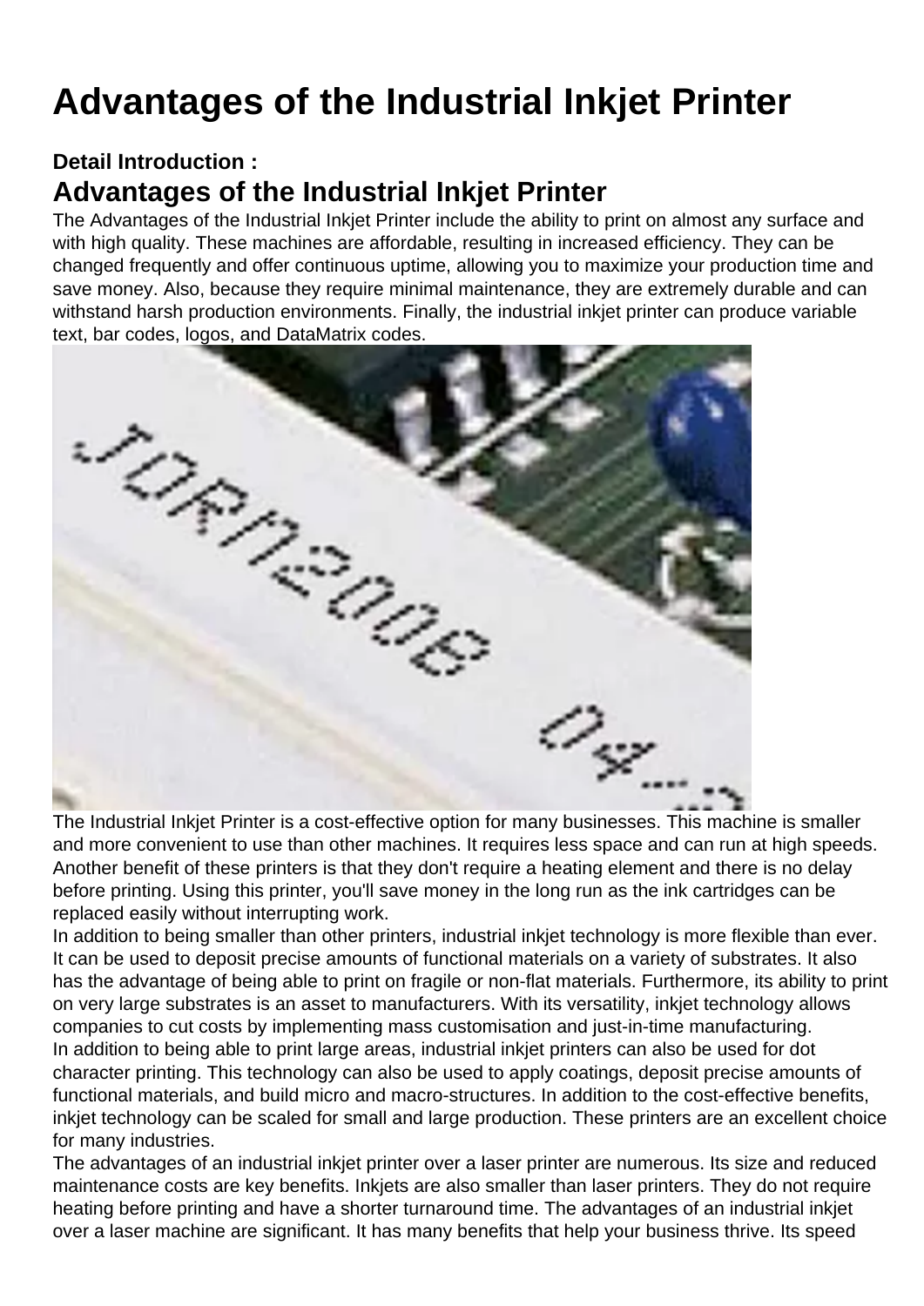# Advantages of the Industrial Inkjet Printer

**Detail Introduction :**

## Advantages of the Industrial Inkjet Printer

The Advantages of the Industrial Inkjet Printer include the ability to print on almost any surface and with high quality. These machines are affordable, resulting in increased efficiency. They can be changed frequently and offer continuous uptime, allowing you to maximize your production time and save money. Also, because they require minimal maintenance, they are extremely durable and can withstand harsh production environments. Finally, the industrial inkjet printer can produce variable text, bar codes, logos, and DataMatrix codes.

The Industrial Inkjet Printer is a cost-effective option for many businesses. This machine is smaller and more convenient to use than other machines. It requires less space and can run at high speeds. Another benefit of these printers is that they don't require a heating element and there is no delay before printing. Using this printer, you'll save money in the long run as the ink cartridges can be replaced easily without interrupting work.

In addition to being smaller than other printers, industrial inkjet technology is more flexible than ever. It can be used to deposit precise amounts of functional materials on a variety of substrates. It also has the advantage of being able to print on fragile or non-flat materials. Furthermore, its ability to print on very large substrates is an asset to manufacturers. With its versatility, inkjet technology allows companies to cut costs by implementing mass customisation and just-in-time manufacturing.

In addition to being able to print large areas, industrial inkjet printers can also be used for dot character printing. This technology can also be used to apply coatings, deposit precise amounts of functional materials, and build micro and macro-structures. In addition to the cost-effective benefits, inkjet technology can be scaled for small and large production. These printers are an excellent choice for many industries.

The advantages of an industrial inkjet printer over a laser printer are numerous. Its size and reduced maintenance costs are key benefits. Inkjets are also smaller than laser printers. They do not require heating before printing and have a shorter turnaround time. The advantages of an industrial inkjet over a laser machine are significant. It has many benefits that help your business thrive. Its speed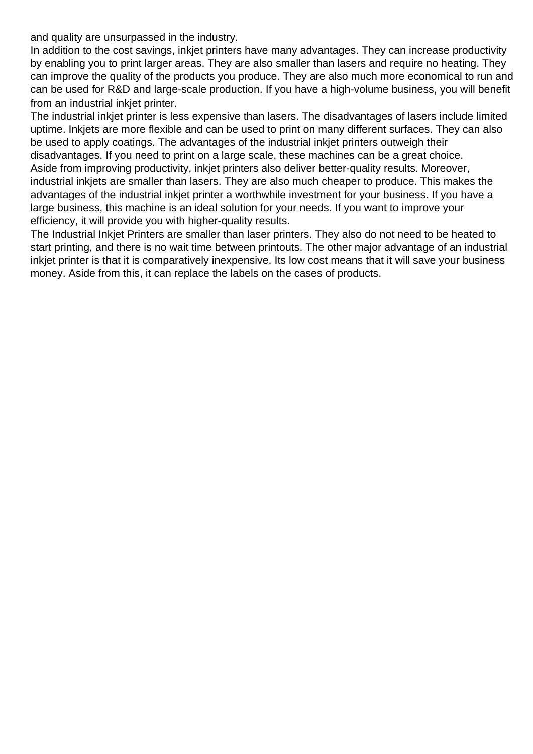and quality are unsurpassed in the industry.

In addition to the cost savings, inkjet printers have many advantages. They can increase productivity by enabling you to print larger areas. They are also smaller than lasers and require no heating. They can improve the quality of the products you produce. They are also much more economical to run and can be used for R&D and large-scale production. If you have a high-volume business, you will benefit from an industrial inkjet printer.

The industrial inkjet printer is less expensive than lasers. The disadvantages of lasers include limited uptime. Inkjets are more flexible and can be used to print on many different surfaces. They can also be used to apply coatings. The advantages of the industrial inkjet printers outweigh their disadvantages. If you need to print on a large scale, these machines can be a great choice.

Aside from improving productivity, inkjet printers also deliver better-quality results. Moreover, industrial inkjets are smaller than lasers. They are also much cheaper to produce. This makes the advantages of the industrial inkjet printer a worthwhile investment for your business. If you have a large business, this machine is an ideal solution for your needs. If you want to improve your efficiency, it will provide you with higher-quality results.

The Industrial Inkjet Printers are smaller than laser printers. They also do not need to be heated to start printing, and there is no wait time between printouts. The other major advantage of an industrial inkjet printer is that it is comparatively inexpensive. Its low cost means that it will save your business money. Aside from this, it can replace the labels on the cases of products.